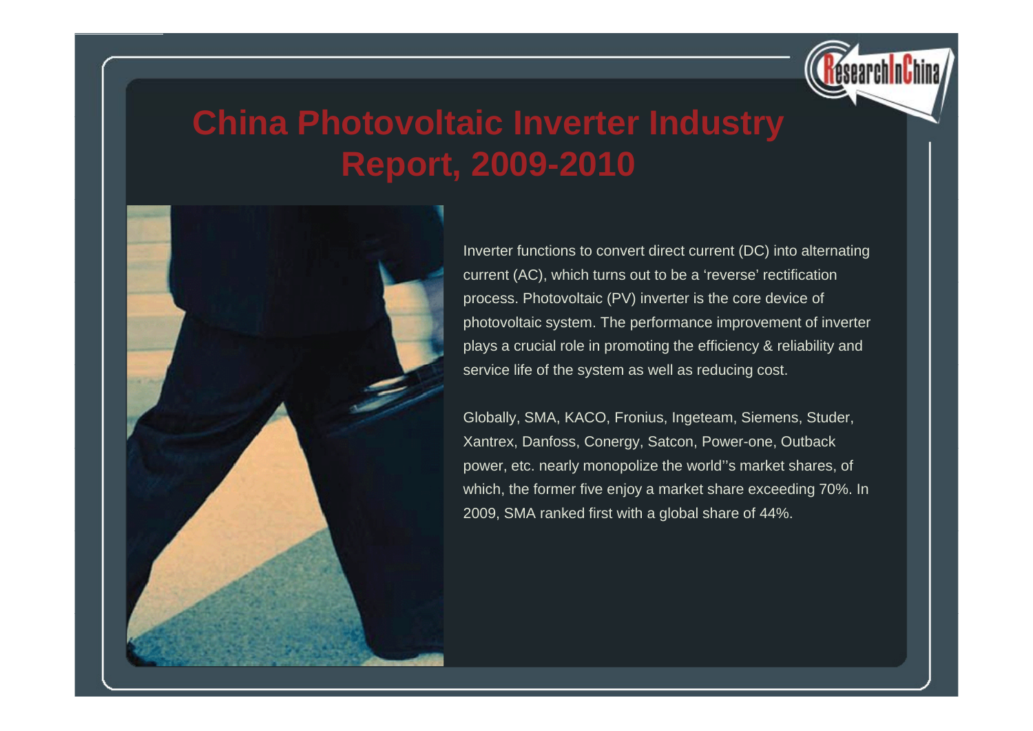# China Photovoltaic Inverter Industry Report, 2009-2010

Inverter functions to convert direct current (DC) into alternating current (AC), which turns out to be a 'reverse' rectification process. Photovoltaic (PV) inverter is the core device of photovoltaic system. The performance improvement of inverter plays a crucial role in promoting the efficiency & reliability and service life of the system as well as reducing cost.

Globally, SMA, KACO, Fronius, Ingeteam, Siemens, Studer, Xantrex, Danfoss, Conergy, Satcon, Power-one, Outback power, etc. nearly monopolize the world''s market shares, of which, the former five enjoy a market share exceeding 70%. In 2009, SMA ranked first with a global share of 44%.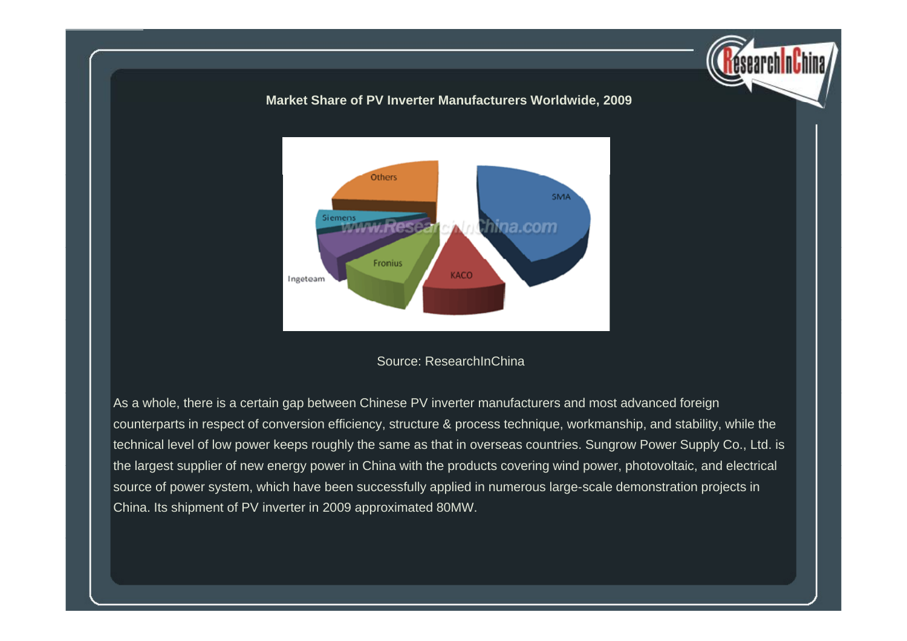**Market Share of PV Inverter Manufacturers Worldwide, 2009**

Others

SMA

Siemens

Fronius

KACO

Ingeteam

Source: ResearchInChina

As a whole, there is a certain gap between Chinese PV inverter manufacturers and most advanced foreign counterparts in respect of conversion efficiency, structure & process technique, workmanship, and stability, while the technical level of low power keeps roughly the same as that in overseas countries. Sungrow Power Supply Co., Ltd. is the largest supplier of new energy power in China with the products covering wind power, photovoltaic, and electrical source of power system, which have been successfully applied in numerous large-scale demonstration projects in China. Its shipment of PV inverter in 2009 approximated 80MW.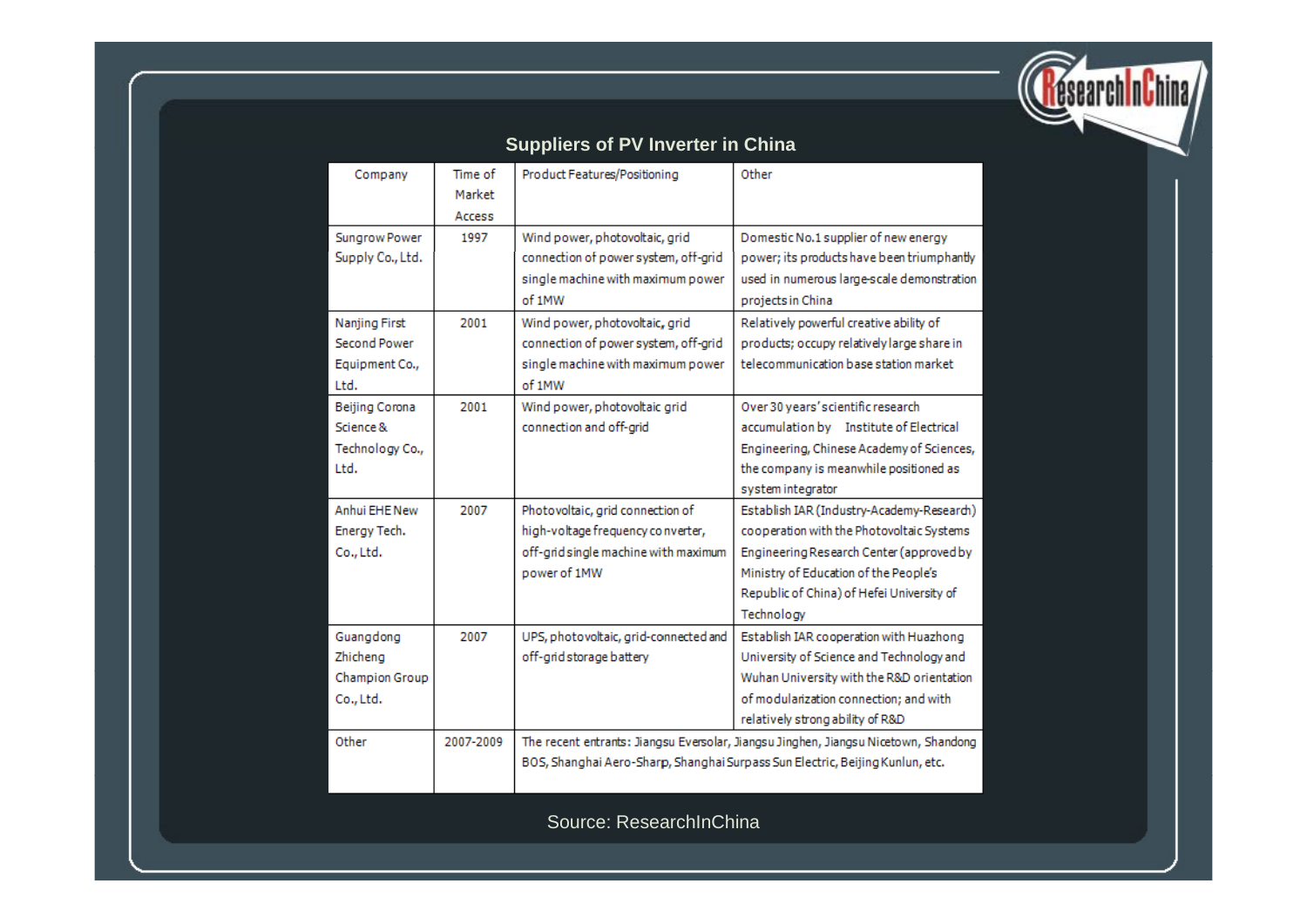## Suppliers of PV Inverter in China

| Company | Time of Market Access | Product Features/Positioning | Other |
|---|---|---|---|
| Sungrow Power Supply Co., Ltd. | 1997 | Wind power, photovoltaic, grid connection of power system, off-grid single machine with maximum power of 1MW | Domestic No.1 supplier of new energy power; its products have been triumphantly used in numerous large-scale demonstration projects in China |
| Nanjing First Second Power Equipment Co., Ltd. | 2001 | Wind power, photovoltaic, grid connection of power system, off-grid single machine with maximum power of 1MW | Relatively powerful creative ability of products; occupy relatively large share in telecommunication base station market |
| Beijing Corona Science & Technology Co., Ltd. | 2001 | Wind power, photovoltaic grid connection and off-grid | Over 30 years' scientific research accumulation by Institute of Electrical Engineering, Chinese Academy of Sciences, the company is meanwhile positioned as system integrator |
| Anhui EHE New Energy Tech. Co., Ltd. | 2007 | Photovoltaic, grid connection of high-voltage frequency converter, off-grid single machine with maximum power of 1MW | Establish IAR (Industry-Academy-Research) cooperation with the Photovoltaic Systems Engineering Research Center (approved by Ministry of Education of the People's Republic of China) of Hefei University of Technology |
| Guangdong Zhicheng Champion Group Co., Ltd. | 2007 | UPS, photovoltaic, grid-connected and off-grid storage battery | Establish IAR cooperation with Huazhong University of Science and Technology and Wuhan University with the R&D orientation of modularization connection; and with relatively strong ability of R&D |
| Other | 2007-2009 | The recent entrants: Jiangsu Eversolar, Jiangsu Jinghen, Jiangsu Nicetown, Shandong BOS, Shanghai Aero-Sharp, Shanghai Surpass Sun Electric, Beijing Kunlun, etc. | |

Source: ResearchInChina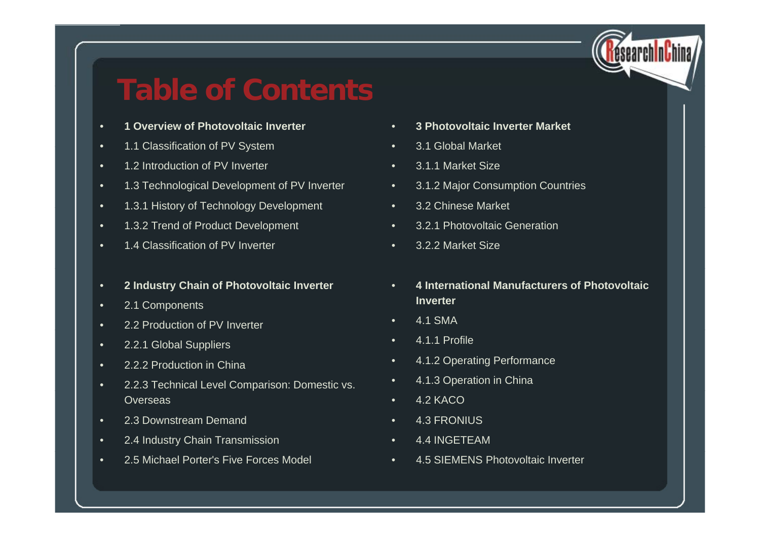# Table of Contents

- **1 Overview of Photovoltaic Inverter**
- 1.1 Classification of PV System
- 1.2 Introduction of PV Inverter
- 1.3 Technological Development of PV Inverter
- 1.3.1 History of Technology Development
- 1.3.2 Trend of Product Development
- 1.4 Classification of PV Inverter

- **2 Industry Chain of Photovoltaic Inverter**
- 2.1 Components
- 2.2 Production of PV Inverter
- 2.2.1 Global Suppliers
- 2.2.2 Production in China
- 2.2.3 Technical Level Comparison: Domestic vs. Overseas
- 2.3 Downstream Demand
- 2.4 Industry Chain Transmission
- 2.5 Michael Porter's Five Forces Model

- **3 Photovoltaic Inverter Market**
- 3.1 Global Market
- 3.1.1 Market Size
- 3.1.2 Major Consumption Countries
- 3.2 Chinese Market
- 3.2.1 Photovoltaic Generation
- 3.2.2 Market Size

- **4 International Manufacturers of Photovoltaic Inverter**
- 4.1 SMA
- 4.1.1 Profile
- 4.1.2 Operating Performance
- 4.1.3 Operation in China
- 4.2 KACO
- 4.3 FRONIUS
- 4.4 INGETEAM
- 4.5 SIEMENS Photovoltaic Inverter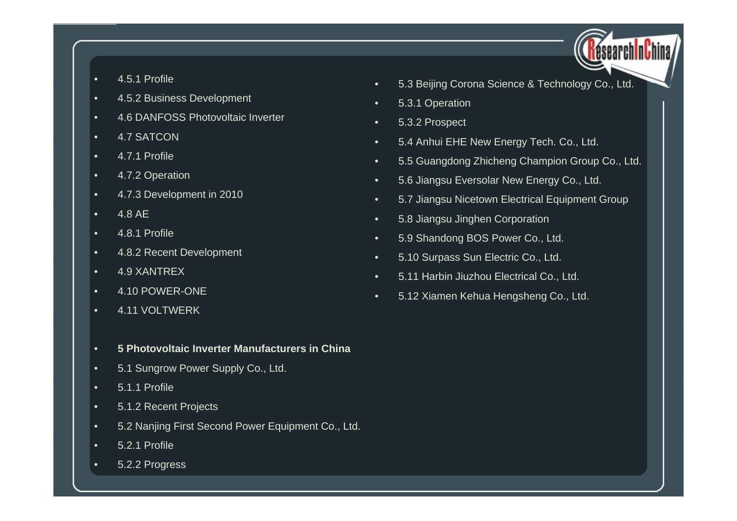- 4.5.1 Profile
- 4.5.2 Business Development
- 4.6 DANFOSS Photovoltaic Inverter
- 4.7 SATCON
- 4.7.1 Profile
- 4.7.2 Operation
- 4.7.3 Development in 2010
- 4.8 AE
- 4.8.1 Profile
- 4.8.2 Recent Development
- 4.9 XANTREX
- 4.10 POWER-ONE
- 4.11 VOLTWERK

- **5 Photovoltaic Inverter Manufacturers in China**
- 5.1 Sungrow Power Supply Co., Ltd.
- 5.1.1 Profile
- 5.1.2 Recent Projects
- 5.2 Nanjing First Second Power Equipment Co., Ltd.
- 5.2.1 Profile
- 5.2.2 Progress
- 5.3 Beijing Corona Science & Technology Co., Ltd.
- 5.3.1 Operation
- 5.3.2 Prospect
- 5.4 Anhui EHE New Energy Tech. Co., Ltd.
- 5.5 Guangdong Zhicheng Champion Group Co., Ltd.
- 5.6 Jiangsu Eversolar New Energy Co., Ltd.
- 5.7 Jiangsu Nicetown Electrical Equipment Group
- 5.8 Jiangsu Jinghen Corporation
- 5.9 Shandong BOS Power Co., Ltd.
- 5.10 Surpass Sun Electric Co., Ltd.
- 5.11 Harbin Jiuzhou Electrical Co., Ltd.
- 5.12 Xiamen Kehua Hengsheng Co., Ltd.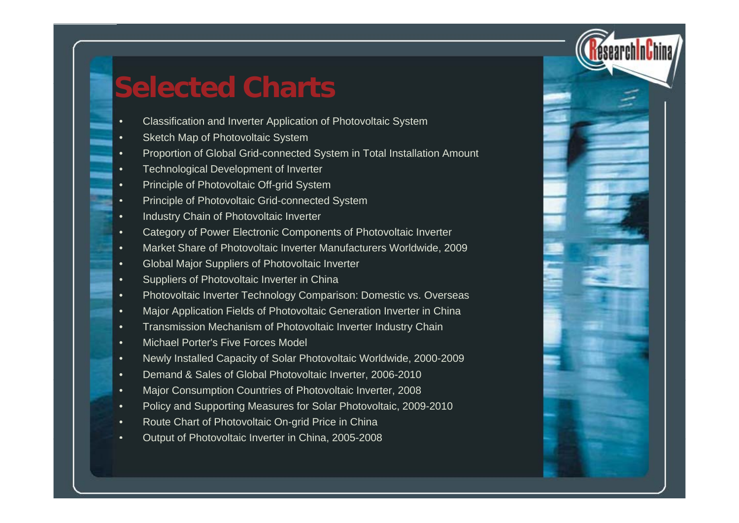# Selected Charts

- Classification and Inverter Application of Photovoltaic System
- Sketch Map of Photovoltaic System
- Proportion of Global Grid-connected System in Total Installation Amount
- Technological Development of Inverter
- Principle of Photovoltaic Off-grid System
- Principle of Photovoltaic Grid-connected System
- Industry Chain of Photovoltaic Inverter
- Category of Power Electronic Components of Photovoltaic Inverter
- Market Share of Photovoltaic Inverter Manufacturers Worldwide, 2009
- Global Major Suppliers of Photovoltaic Inverter
- Suppliers of Photovoltaic Inverter in China
- Photovoltaic Inverter Technology Comparison: Domestic vs. Overseas
- Major Application Fields of Photovoltaic Generation Inverter in China
- Transmission Mechanism of Photovoltaic Inverter Industry Chain
- Michael Porter's Five Forces Model
- Newly Installed Capacity of Solar Photovoltaic Worldwide, 2000-2009
- Demand & Sales of Global Photovoltaic Inverter, 2006-2010
- Major Consumption Countries of Photovoltaic Inverter, 2008
- Policy and Supporting Measures for Solar Photovoltaic, 2009-2010
- Route Chart of Photovoltaic On-grid Price in China
- Output of Photovoltaic Inverter in China, 2005-2008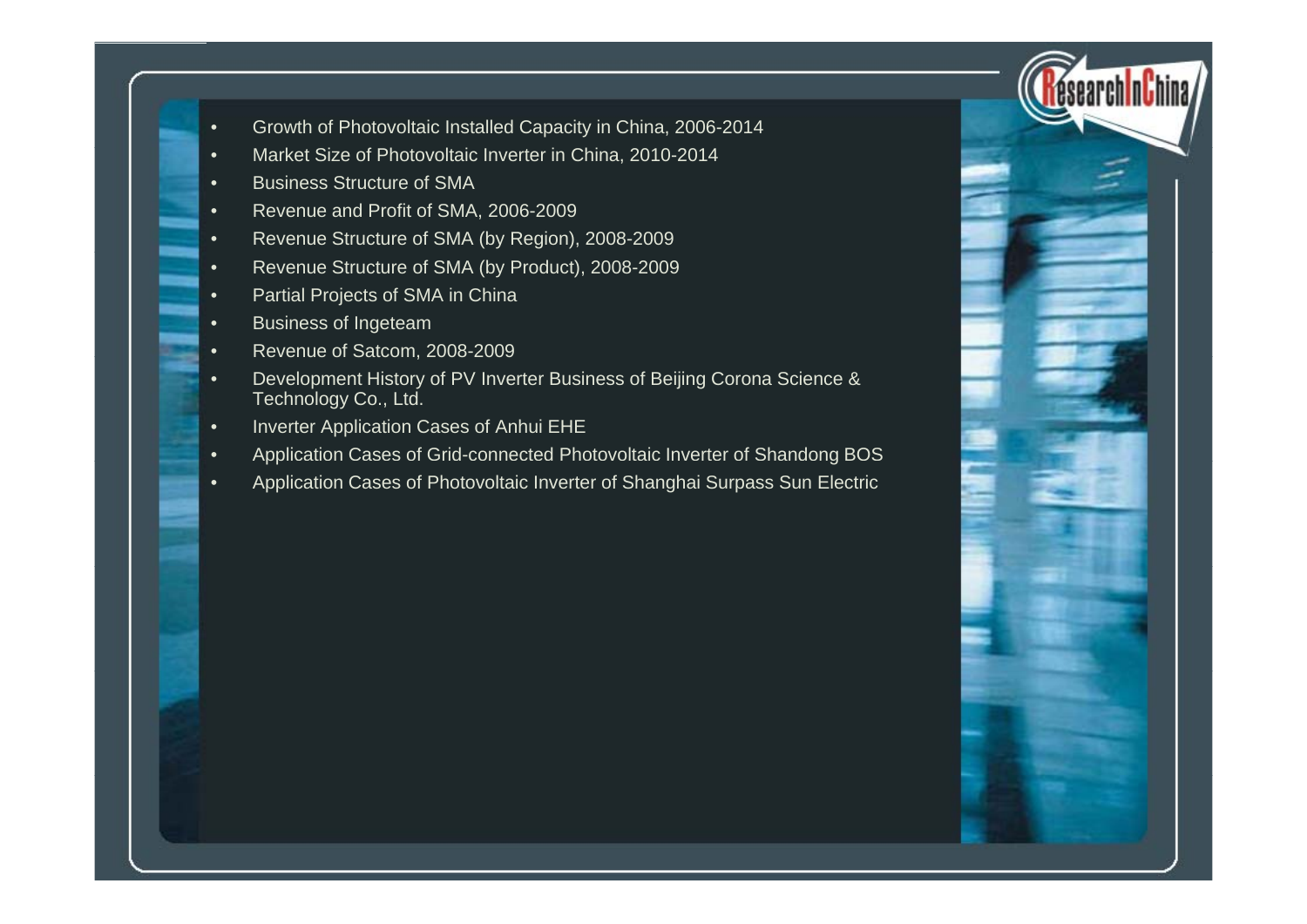- Growth of Photovoltaic Installed Capacity in China, 2006-2014
- Market Size of Photovoltaic Inverter in China, 2010-2014
- Business Structure of SMA
- Revenue and Profit of SMA, 2006-2009
- Revenue Structure of SMA (by Region), 2008-2009
- Revenue Structure of SMA (by Product), 2008-2009
- Partial Projects of SMA in China
- Business of Ingeteam
- Revenue of Satcom, 2008-2009
- Development History of PV Inverter Business of Beijing Corona Science & Technology Co., Ltd.
- Inverter Application Cases of Anhui EHE
- Application Cases of Grid-connected Photovoltaic Inverter of Shandong BOS
- Application Cases of Photovoltaic Inverter of Shanghai Surpass Sun Electric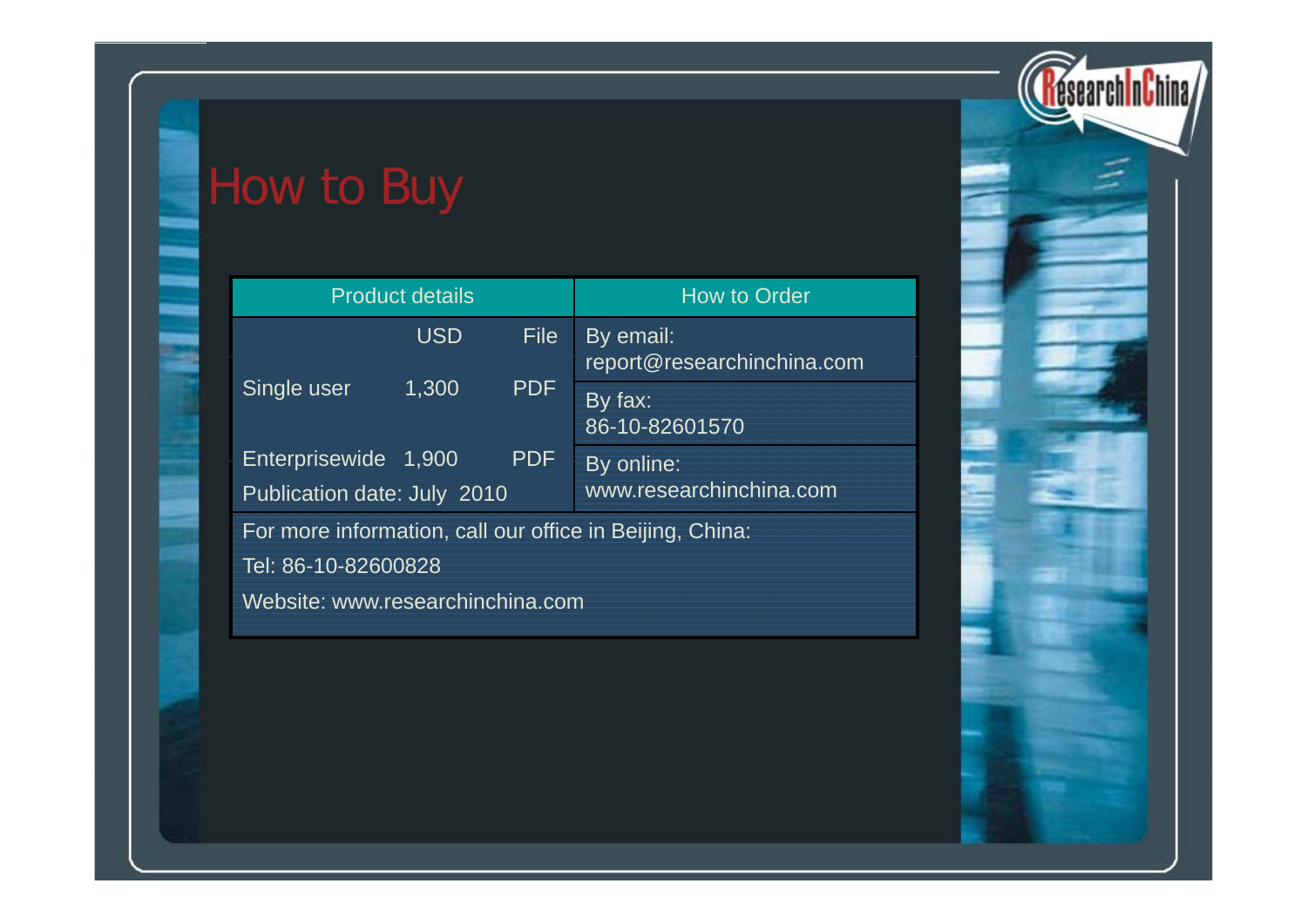# How to Buy

| Product details | | | How to Order |
|---|---|---|---|
| | USD | File | By email: report@researchinchina.com |
| Single user | 1,300 | PDF | By fax: 86-10-82601570 |
| Enterprisewide | 1,900 | PDF | By online: www.researchinchina.com |
| Publication date: July 2010 | | | |

For more information, call our office in Beijing, China:

Tel: 86-10-82600828

Website: www.researchinchina.com